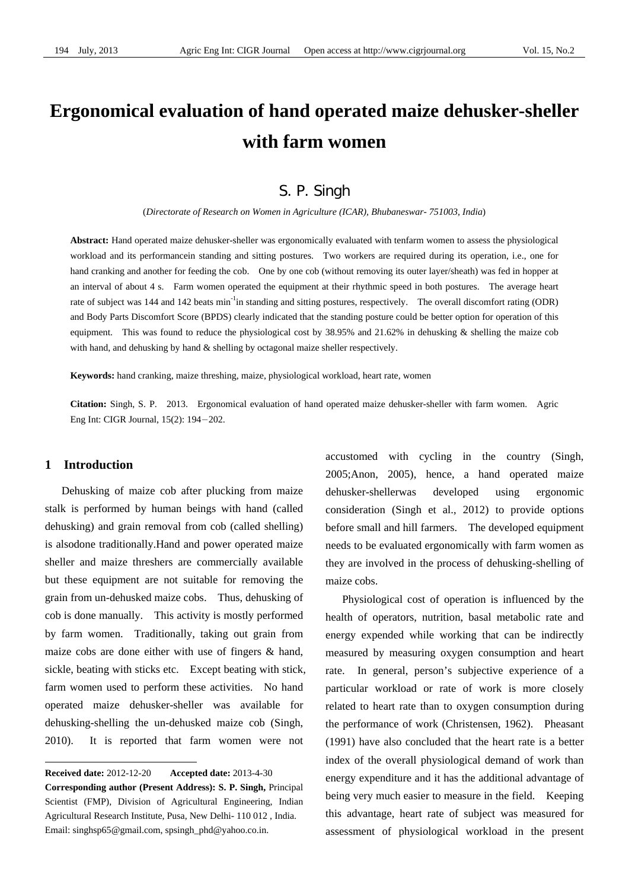# Ergonomical evaluation of hand operated maize dehusker-sheller with farm women

## S. P. Singh

(*Directorate of Research on Women in Agriculture (ICAR), Bhubaneswar- 751003, India*)

**Abstract:** Hand operated maize dehusker-sheller was ergonomically evaluated with tenfarm women to assess the physiological workload and its performancein standing and sitting postures. Two workers are required during its operation, i.e., one for hand cranking and another for feeding the cob. One by one cob (without removing its outer layer/sheath) was fed in hopper at an interval of about 4 s. Farm women operated the equipment at their rhythmic speed in both postures. The average heart rate of subject was 144 and 142 beats $min^{-1}$in standing and sitting postures, respectively. The overall discomfort rating (ODR) and Body Parts Discomfort Score (BPDS) clearly indicated that the standing posture could be better option for operation of this equipment. This was found to reduce the physiological cost by 38.95% and 21.62% in dehusking & shelling the maize cob with hand, and dehusking by hand & shelling by octagonal maize sheller respectively.

**Keywords:** hand cranking, maize threshing, maize, physiological workload, heart rate, women

**Citation:** Singh, S. P. 2013. Ergonomical evaluation of hand operated maize dehusker-sheller with farm women. Agric Eng Int: CIGR Journal, 15(2): 194−202.

## 1 Introduction

Dehusking of maize cob after plucking from maize stalk is performed by human beings with hand (called dehusking) and grain removal from cob (called shelling) is alsodone traditionally.Hand and power operated maize sheller and maize threshers are commercially available but these equipment are not suitable for removing the grain from un-dehusked maize cobs. Thus, dehusking of cob is done manually. This activity is mostly performed by farm women. Traditionally, taking out grain from maize cobs are done either with use of fingers & hand, sickle, beating with sticks etc. Except beating with stick, farm women used to perform these activities. No hand operated maize dehusker-sheller was available for dehusking-shelling the un-dehusked maize cob (Singh, 2010). It is reported that farm women were not accustomed with cycling in the country (Singh, 2005;Anon, 2005), hence, a hand operated maize dehusker-shellerwas developed using ergonomic consideration (Singh et al., 2012) to provide options before small and hill farmers. The developed equipment needs to be evaluated ergonomically with farm women as they are involved in the process of dehusking-shelling of maize cobs.

Physiological cost of operation is influenced by the health of operators, nutrition, basal metabolic rate and energy expended while working that can be indirectly measured by measuring oxygen consumption and heart rate. In general, person's subjective experience of a particular workload or rate of work is more closely related to heart rate than to oxygen consumption during the performance of work (Christensen, 1962). Pheasant (1991) have also concluded that the heart rate is a better index of the overall physiological demand of work than energy expenditure and it has the additional advantage of being very much easier to measure in the field. Keeping this advantage, heart rate of subject was measured for assessment of physiological workload in the present

---

**Received date:** 2012-12-20 **Accepted date:** 2013-4-30

**Corresponding author (Present Address): S. P. Singh,** Principal Scientist (FMP), Division of Agricultural Engineering, Indian Agricultural Research Institute, Pusa, New Delhi- 110 012 , India. Email: singhsp65@gmail.com, spsingh_phd@yahoo.co.in.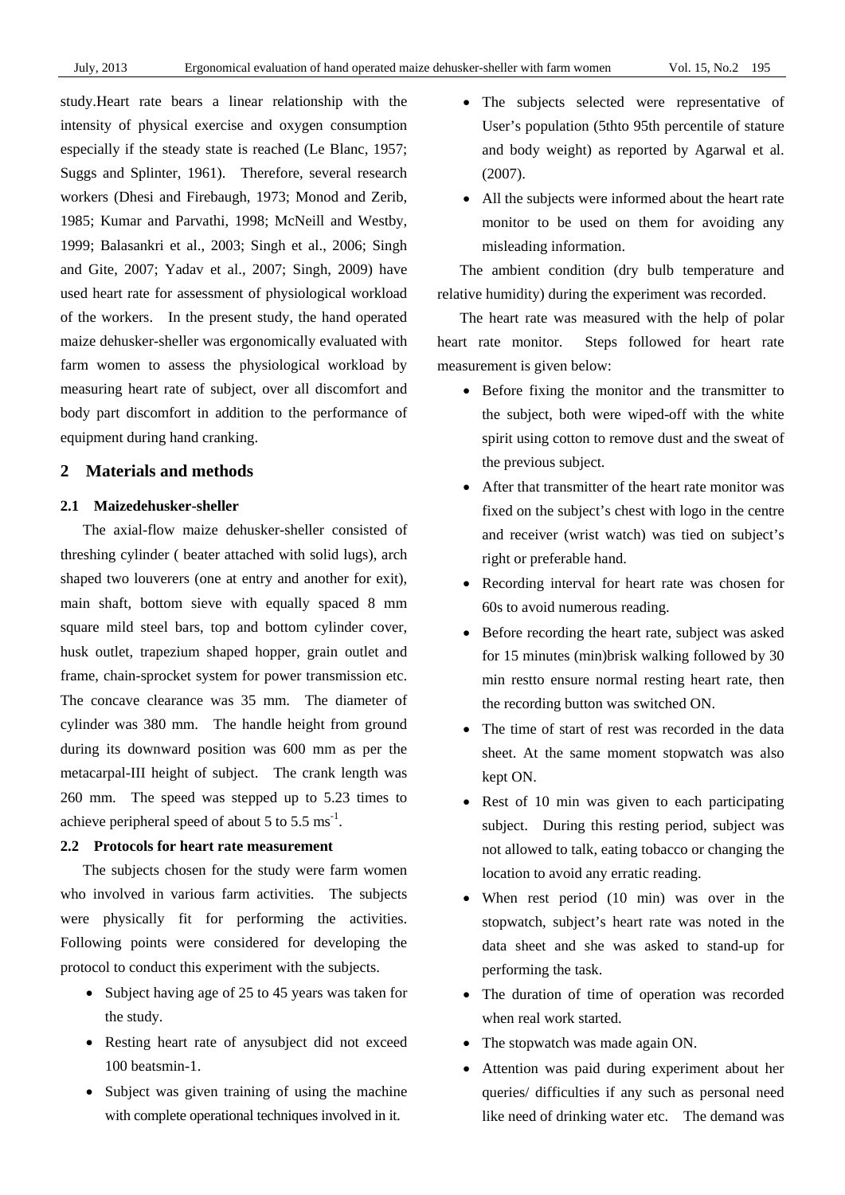study.Heart rate bears a linear relationship with the intensity of physical exercise and oxygen consumption especially if the steady state is reached (Le Blanc, 1957; Suggs and Splinter, 1961). Therefore, several research workers (Dhesi and Firebaugh, 1973; Monod and Zerib, 1985; Kumar and Parvathi, 1998; McNeill and Westby, 1999; Balasankri et al., 2003; Singh et al., 2006; Singh and Gite, 2007; Yadav et al., 2007; Singh, 2009) have used heart rate for assessment of physiological workload of the workers. In the present study, the hand operated maize dehusker-sheller was ergonomically evaluated with farm women to assess the physiological workload by measuring heart rate of subject, over all discomfort and body part discomfort in addition to the performance of equipment during hand cranking.

## 2 Materials and methods

### 2.1 Maizedehusker-sheller

The axial-flow maize dehusker-sheller consisted of threshing cylinder ( beater attached with solid lugs), arch shaped two louverers (one at entry and another for exit), main shaft, bottom sieve with equally spaced 8 mm square mild steel bars, top and bottom cylinder cover, husk outlet, trapezium shaped hopper, grain outlet and frame, chain-sprocket system for power transmission etc. The concave clearance was 35 mm. The diameter of cylinder was 380 mm. The handle height from ground during its downward position was 600 mm as per the metacarpal-III height of subject. The crank length was 260 mm. The speed was stepped up to 5.23 times to achieve peripheral speed of about 5 to 5.5 $ms^{-1}$.

### 2.2 Protocols for heart rate measurement

The subjects chosen for the study were farm women who involved in various farm activities. The subjects were physically fit for performing the activities. Following points were considered for developing the protocol to conduct this experiment with the subjects.

- Subject having age of 25 to 45 years was taken for the study.
- Resting heart rate of anysubject did not exceed 100 beatsmin-1.
- Subject was given training of using the machine with complete operational techniques involved in it.
- The subjects selected were representative of User's population (5thto 95th percentile of stature and body weight) as reported by Agarwal et al. (2007).
- All the subjects were informed about the heart rate monitor to be used on them for avoiding any misleading information.

The ambient condition (dry bulb temperature and relative humidity) during the experiment was recorded.

The heart rate was measured with the help of polar heart rate monitor. Steps followed for heart rate measurement is given below:

- Before fixing the monitor and the transmitter to the subject, both were wiped-off with the white spirit using cotton to remove dust and the sweat of the previous subject.
- After that transmitter of the heart rate monitor was fixed on the subject's chest with logo in the centre and receiver (wrist watch) was tied on subject's right or preferable hand.
- Recording interval for heart rate was chosen for 60s to avoid numerous reading.
- Before recording the heart rate, subject was asked for 15 minutes (min)brisk walking followed by 30 min restto ensure normal resting heart rate, then the recording button was switched ON.
- The time of start of rest was recorded in the data sheet. At the same moment stopwatch was also kept ON.
- Rest of 10 min was given to each participating subject. During this resting period, subject was not allowed to talk, eating tobacco or changing the location to avoid any erratic reading.
- When rest period (10 min) was over in the stopwatch, subject's heart rate was noted in the data sheet and she was asked to stand-up for performing the task.
- The duration of time of operation was recorded when real work started.
- The stopwatch was made again ON.
- Attention was paid during experiment about her queries/ difficulties if any such as personal need like need of drinking water etc. The demand was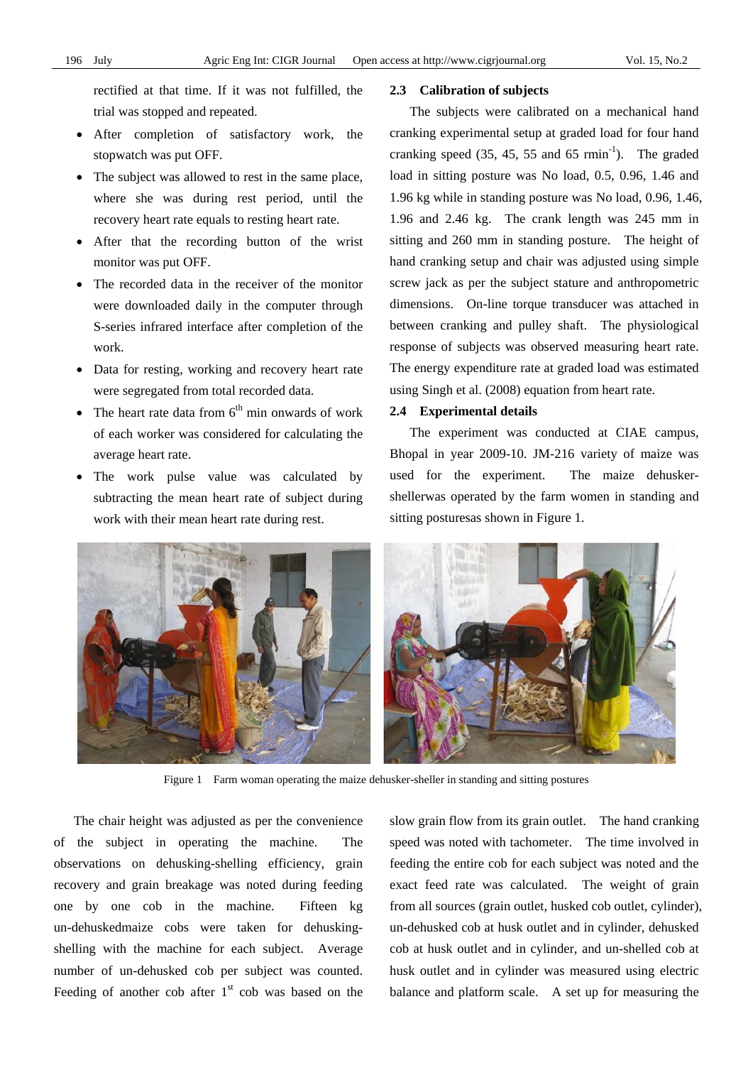rectified at that time. If it was not fulfilled, the trial was stopped and repeated.

- After completion of satisfactory work, the stopwatch was put OFF.
- The subject was allowed to rest in the same place, where she was during rest period, until the recovery heart rate equals to resting heart rate.
- After that the recording button of the wrist monitor was put OFF.
- The recorded data in the receiver of the monitor were downloaded daily in the computer through S-series infrared interface after completion of the work.
- Data for resting, working and recovery heart rate were segregated from total recorded data.
- The heart rate data from 6th min onwards of work of each worker was considered for calculating the average heart rate.
- The work pulse value was calculated by subtracting the mean heart rate of subject during work with their mean heart rate during rest.

## 2.3 Calibration of subjects

The subjects were calibrated on a mechanical hand cranking experimental setup at graded load for four hand cranking speed (35, 45, 55 and 65 rmin$^{-1}$). The graded load in sitting posture was No load, 0.5, 0.96, 1.46 and 1.96 kg while in standing posture was No load, 0.96, 1.46, 1.96 and 2.46 kg. The crank length was 245 mm in sitting and 260 mm in standing posture. The height of hand cranking setup and chair was adjusted using simple screw jack as per the subject stature and anthropometric dimensions. On-line torque transducer was attached in between cranking and pulley shaft. The physiological response of subjects was observed measuring heart rate. The energy expenditure rate at graded load was estimated using Singh et al. (2008) equation from heart rate.

## 2.4 Experimental details

The experiment was conducted at CIAE campus, Bhopal in year 2009-10. JM-216 variety of maize was used for the experiment. The maize dehusker-shellerwas operated by the farm women in standing and sitting posturesas shown in Figure 1.

Figure 1 Farm woman operating the maize dehusker-sheller in standing and sitting postures

The chair height was adjusted as per the convenience of the subject in operating the machine. The observations on dehusking-shelling efficiency, grain recovery and grain breakage was noted during feeding one by one cob in the machine. Fifteen kg un-dehuskedmaize cobs were taken for dehusking-shelling with the machine for each subject. Average number of un-dehusked cob per subject was counted. Feeding of another cob after 1st cob was based on the slow grain flow from its grain outlet. The hand cranking speed was noted with tachometer. The time involved in feeding the entire cob for each subject was noted and the exact feed rate was calculated. The weight of grain from all sources (grain outlet, husked cob outlet, cylinder), un-dehusked cob at husk outlet and in cylinder, dehusked cob at husk outlet and in cylinder, and un-shelled cob at husk outlet and in cylinder was measured using electric balance and platform scale. A set up for measuring the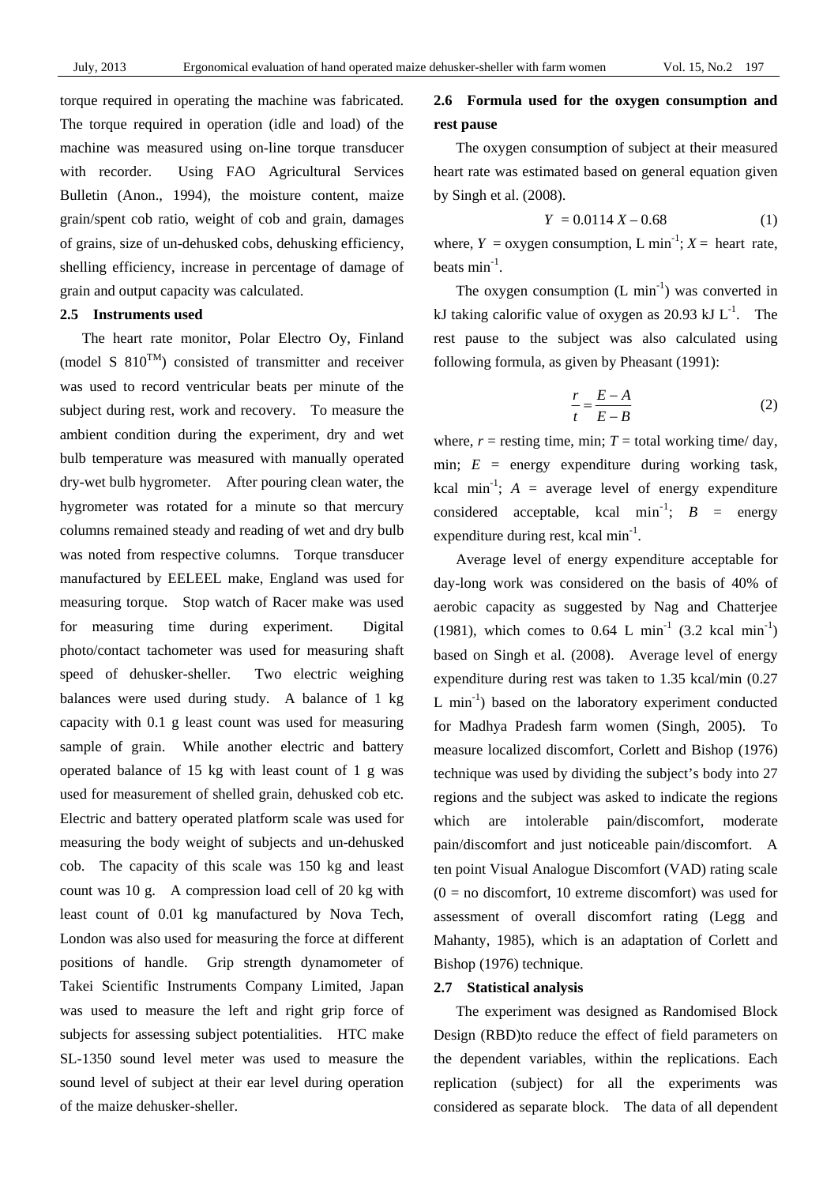torque required in operating the machine was fabricated. The torque required in operation (idle and load) of the machine was measured using on-line torque transducer with recorder. Using FAO Agricultural Services Bulletin (Anon., 1994), the moisture content, maize grain/spent cob ratio, weight of cob and grain, damages of grains, size of un-dehusked cobs, dehusking efficiency, shelling efficiency, increase in percentage of damage of grain and output capacity was calculated.

### 2.5 Instruments used

The heart rate monitor, Polar Electro Oy, Finland (model S 810$^{TM}$) consisted of transmitter and receiver was used to record ventricular beats per minute of the subject during rest, work and recovery. To measure the ambient condition during the experiment, dry and wet bulb temperature was measured with manually operated dry-wet bulb hygrometer. After pouring clean water, the hygrometer was rotated for a minute so that mercury columns remained steady and reading of wet and dry bulb was noted from respective columns. Torque transducer manufactured by EELEEL make, England was used for measuring torque. Stop watch of Racer make was used for measuring time during experiment. Digital photo/contact tachometer was used for measuring shaft speed of dehusker-sheller. Two electric weighing balances were used during study. A balance of 1 kg capacity with 0.1 g least count was used for measuring sample of grain. While another electric and battery operated balance of 15 kg with least count of 1 g was used for measurement of shelled grain, dehusked cob etc. Electric and battery operated platform scale was used for measuring the body weight of subjects and un-dehusked cob. The capacity of this scale was 150 kg and least count was 10 g. A compression load cell of 20 kg with least count of 0.01 kg manufactured by Nova Tech, London was also used for measuring the force at different positions of handle. Grip strength dynamometer of Takei Scientific Instruments Company Limited, Japan was used to measure the left and right grip force of subjects for assessing subject potentialities. HTC make SL-1350 sound level meter was used to measure the sound level of subject at their ear level during operation of the maize dehusker-sheller.

### 2.6 Formula used for the oxygen consumption and rest pause

The oxygen consumption of subject at their measured heart rate was estimated based on general equation given by Singh et al. (2008).

$$Y = 0.0114\,X - 0.68 \tag{1}$$

where, $Y$ = oxygen consumption, L min$^{-1}$; $X$ = heart rate, beats min$^{-1}$.

The oxygen consumption (L min$^{-1}$) was converted in kJ taking calorific value of oxygen as 20.93 kJ L$^{-1}$. The rest pause to the subject was also calculated using following formula, as given by Pheasant (1991):

$$\frac{r}{t} = \frac{E - A}{E - B} \tag{2}$$

where, $r$ = resting time, min; $T$ = total working time/ day, min; $E$ = energy expenditure during working task, kcal min$^{-1}$; $A$ = average level of energy expenditure considered acceptable, kcal min$^{-1}$; $B$ = energy expenditure during rest, kcal min$^{-1}$.

Average level of energy expenditure acceptable for day-long work was considered on the basis of 40% of aerobic capacity as suggested by Nag and Chatterjee (1981), which comes to 0.64 L min$^{-1}$ (3.2 kcal min$^{-1}$) based on Singh et al. (2008). Average level of energy expenditure during rest was taken to 1.35 kcal/min (0.27 L min$^{-1}$) based on the laboratory experiment conducted for Madhya Pradesh farm women (Singh, 2005). To measure localized discomfort, Corlett and Bishop (1976) technique was used by dividing the subject's body into 27 regions and the subject was asked to indicate the regions which are intolerable pain/discomfort, moderate pain/discomfort and just noticeable pain/discomfort. A ten point Visual Analogue Discomfort (VAD) rating scale (0 = no discomfort, 10 extreme discomfort) was used for assessment of overall discomfort rating (Legg and Mahanty, 1985), which is an adaptation of Corlett and Bishop (1976) technique.

### 2.7 Statistical analysis

The experiment was designed as Randomised Block Design (RBD)to reduce the effect of field parameters on the dependent variables, within the replications. Each replication (subject) for all the experiments was considered as separate block. The data of all dependent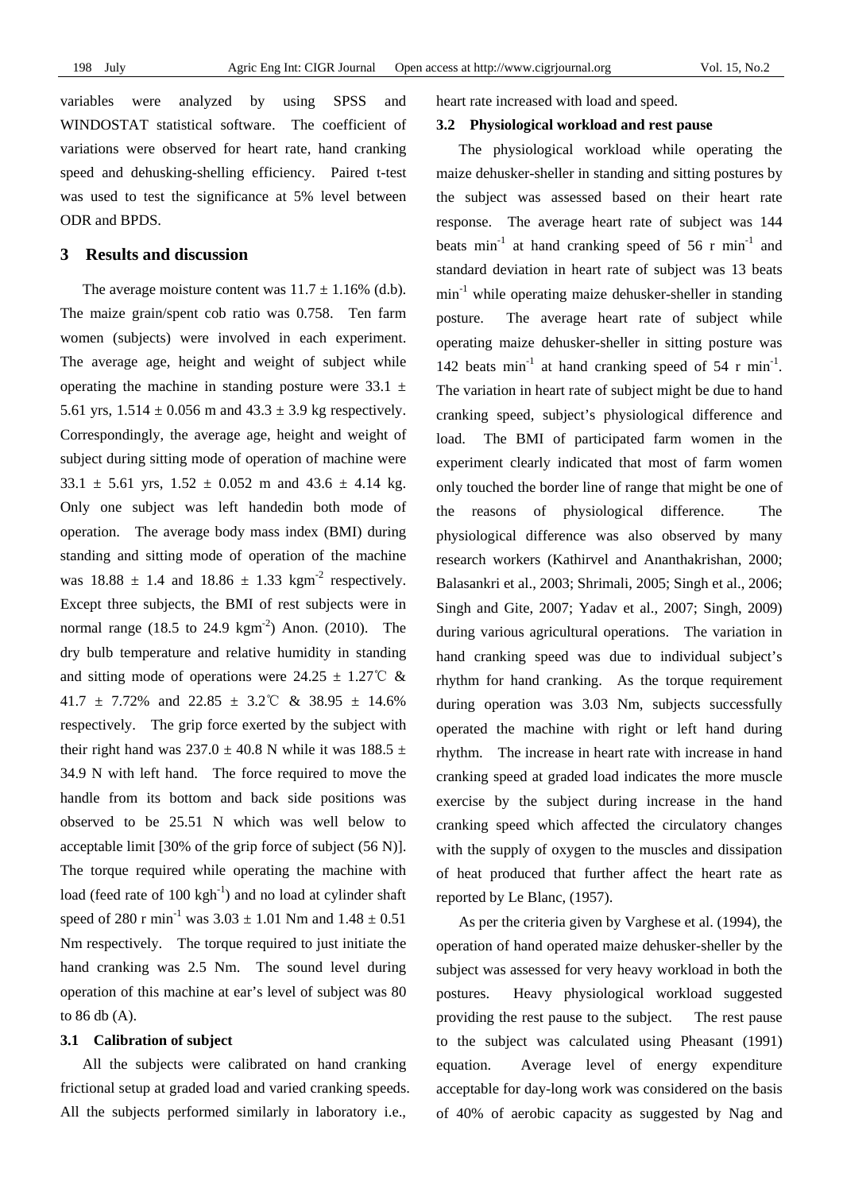variables were analyzed by using SPSS and WINDOSTAT statistical software. The coefficient of variations were observed for heart rate, hand cranking speed and dehusking-shelling efficiency. Paired t-test was used to test the significance at 5% level between ODR and BPDS.

## 3 Results and discussion

The average moisture content was $11.7 \pm 1.16\%$ (d.b). The maize grain/spent cob ratio was 0.758. Ten farm women (subjects) were involved in each experiment. The average age, height and weight of subject while operating the machine in standing posture were $33.1 \pm 5.61$ yrs, $1.514 \pm 0.056$ m and $43.3 \pm 3.9$ kg respectively. Correspondingly, the average age, height and weight of subject during sitting mode of operation of machine were $33.1 \pm 5.61$ yrs, $1.52 \pm 0.052$ m and $43.6 \pm 4.14$ kg. Only one subject was left handedin both mode of operation. The average body mass index (BMI) during standing and sitting mode of operation of the machine was $18.88 \pm 1.4$ and $18.86 \pm 1.33$ kgm$^{-2}$ respectively. Except three subjects, the BMI of rest subjects were in normal range (18.5 to 24.9 kgm$^{-2}$) Anon. (2010). The dry bulb temperature and relative humidity in standing and sitting mode of operations were $24.25 \pm 1.27$℃ & $41.7 \pm 7.72\%$ and $22.85 \pm 3.2$℃ & $38.95 \pm 14.6\%$ respectively. The grip force exerted by the subject with their right hand was $237.0 \pm 40.8$ N while it was $188.5 \pm 34.9$ N with left hand. The force required to move the handle from its bottom and back side positions was observed to be 25.51 N which was well below to acceptable limit [30% of the grip force of subject (56 N)]. The torque required while operating the machine with load (feed rate of 100 kgh$^{-1}$) and no load at cylinder shaft speed of 280 r min$^{-1}$ was $3.03 \pm 1.01$ Nm and $1.48 \pm 0.51$ Nm respectively. The torque required to just initiate the hand cranking was 2.5 Nm. The sound level during operation of this machine at ear's level of subject was 80 to 86 db (A).

### 3.1 Calibration of subject

All the subjects were calibrated on hand cranking frictional setup at graded load and varied cranking speeds. All the subjects performed similarly in laboratory i.e., heart rate increased with load and speed.

### 3.2 Physiological workload and rest pause

The physiological workload while operating the maize dehusker-sheller in standing and sitting postures by the subject was assessed based on their heart rate response. The average heart rate of subject was 144 beats min$^{-1}$ at hand cranking speed of 56 r min$^{-1}$ and standard deviation in heart rate of subject was 13 beats min$^{-1}$ while operating maize dehusker-sheller in standing posture. The average heart rate of subject while operating maize dehusker-sheller in sitting posture was 142 beats min$^{-1}$ at hand cranking speed of 54 r min$^{-1}$. The variation in heart rate of subject might be due to hand cranking speed, subject's physiological difference and load. The BMI of participated farm women in the experiment clearly indicated that most of farm women only touched the border line of range that might be one of the reasons of physiological difference. The physiological difference was also observed by many research workers (Kathirvel and Ananthakrishan, 2000; Balasankri et al., 2003; Shrimali, 2005; Singh et al., 2006; Singh and Gite, 2007; Yadav et al., 2007; Singh, 2009) during various agricultural operations. The variation in hand cranking speed was due to individual subject's rhythm for hand cranking. As the torque requirement during operation was 3.03 Nm, subjects successfully operated the machine with right or left hand during rhythm. The increase in heart rate with increase in hand cranking speed at graded load indicates the more muscle exercise by the subject during increase in the hand cranking speed which affected the circulatory changes with the supply of oxygen to the muscles and dissipation of heat produced that further affect the heart rate as reported by Le Blanc, (1957).

As per the criteria given by Varghese et al. (1994), the operation of hand operated maize dehusker-sheller by the subject was assessed for very heavy workload in both the postures. Heavy physiological workload suggested providing the rest pause to the subject. The rest pause to the subject was calculated using Pheasant (1991) equation. Average level of energy expenditure acceptable for day-long work was considered on the basis of 40% of aerobic capacity as suggested by Nag and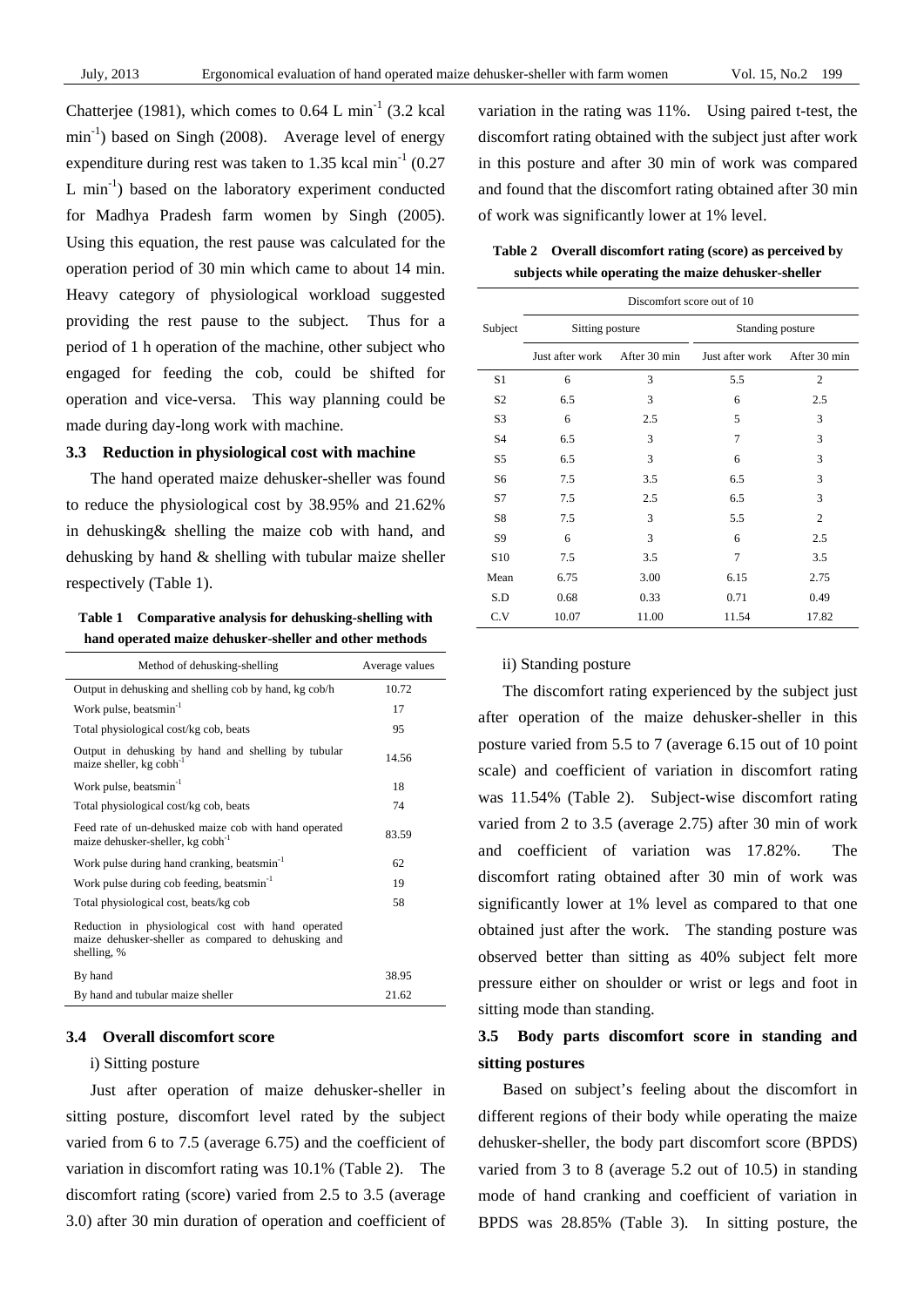Chatterjee (1981), which comes to 0.64 L $min^{-1}$ (3.2 kcal $min^{-1}$) based on Singh (2008). Average level of energy expenditure during rest was taken to 1.35 kcal $min^{-1}$ (0.27 L $min^{-1}$) based on the laboratory experiment conducted for Madhya Pradesh farm women by Singh (2005). Using this equation, the rest pause was calculated for the operation period of 30 min which came to about 14 min. Heavy category of physiological workload suggested providing the rest pause to the subject. Thus for a period of 1 h operation of the machine, other subject who engaged for feeding the cob, could be shifted for operation and vice-versa. This way planning could be made during day-long work with machine.

### 3.3 Reduction in physiological cost with machine

The hand operated maize dehusker-sheller was found to reduce the physiological cost by 38.95% and 21.62% in dehusking& shelling the maize cob with hand, and dehusking by hand & shelling with tubular maize sheller respectively (Table 1).

**Table 1 Comparative analysis for dehusking-shelling with hand operated maize dehusker-sheller and other methods**

| Method of dehusking-shelling | Average values |
|---|---|
| Output in dehusking and shelling cob by hand, kg cob/h | 10.72 |
| Work pulse, beatsmin$^{-1}$ | 17 |
| Total physiological cost/kg cob, beats | 95 |
| Output in dehusking by hand and shelling by tubular maize sheller, kg cobh$^{-1}$ | 14.56 |
| Work pulse, beatsmin$^{-1}$ | 18 |
| Total physiological cost/kg cob, beats | 74 |
| Feed rate of un-dehusked maize cob with hand operated maize dehusker-sheller, kg cobh$^{-1}$ | 83.59 |
| Work pulse during hand cranking, beatsmin$^{-1}$ | 62 |
| Work pulse during cob feeding, beatsmin$^{-1}$ | 19 |
| Total physiological cost, beats/kg cob | 58 |
| Reduction in physiological cost with hand operated maize dehusker-sheller as compared to dehusking and shelling, % | |
| By hand | 38.95 |
| By hand and tubular maize sheller | 21.62 |

### 3.4 Overall discomfort score

i) Sitting posture

Just after operation of maize dehusker-sheller in sitting posture, discomfort level rated by the subject varied from 6 to 7.5 (average 6.75) and the coefficient of variation in discomfort rating was 10.1% (Table 2). The discomfort rating (score) varied from 2.5 to 3.5 (average 3.0) after 30 min duration of operation and coefficient of variation in the rating was 11%. Using paired t-test, the discomfort rating obtained with the subject just after work in this posture and after 30 min of work was compared and found that the discomfort rating obtained after 30 min of work was significantly lower at 1% level.

**Table 2 Overall discomfort rating (score) as perceived by subjects while operating the maize dehusker-sheller**

| Subject | Discomfort score out of 10 | | | |
|---|---|---|---|---|
| | Sitting posture | | Standing posture | |
| | Just after work | After 30 min | Just after work | After 30 min |
| S1 | 6 | 3 | 5.5 | 2 |
| S2 | 6.5 | 3 | 6 | 2.5 |
| S3 | 6 | 2.5 | 5 | 3 |
| S4 | 6.5 | 3 | 7 | 3 |
| S5 | 6.5 | 3 | 6 | 3 |
| S6 | 7.5 | 3.5 | 6.5 | 3 |
| S7 | 7.5 | 2.5 | 6.5 | 3 |
| S8 | 7.5 | 3 | 5.5 | 2 |
| S9 | 6 | 3 | 6 | 2.5 |
| S10 | 7.5 | 3.5 | 7 | 3.5 |
| Mean | 6.75 | 3.00 | 6.15 | 2.75 |
| S.D | 0.68 | 0.33 | 0.71 | 0.49 |
| C.V | 10.07 | 11.00 | 11.54 | 17.82 |

ii) Standing posture

The discomfort rating experienced by the subject just after operation of the maize dehusker-sheller in this posture varied from 5.5 to 7 (average 6.15 out of 10 point scale) and coefficient of variation in discomfort rating was 11.54% (Table 2). Subject-wise discomfort rating varied from 2 to 3.5 (average 2.75) after 30 min of work and coefficient of variation was 17.82%. The discomfort rating obtained after 30 min of work was significantly lower at 1% level as compared to that one obtained just after the work. The standing posture was observed better than sitting as 40% subject felt more pressure either on shoulder or wrist or legs and foot in sitting mode than standing.

### 3.5 Body parts discomfort score in standing and sitting postures

Based on subject's feeling about the discomfort in different regions of their body while operating the maize dehusker-sheller, the body part discomfort score (BPDS) varied from 3 to 8 (average 5.2 out of 10.5) in standing mode of hand cranking and coefficient of variation in BPDS was 28.85% (Table 3). In sitting posture, the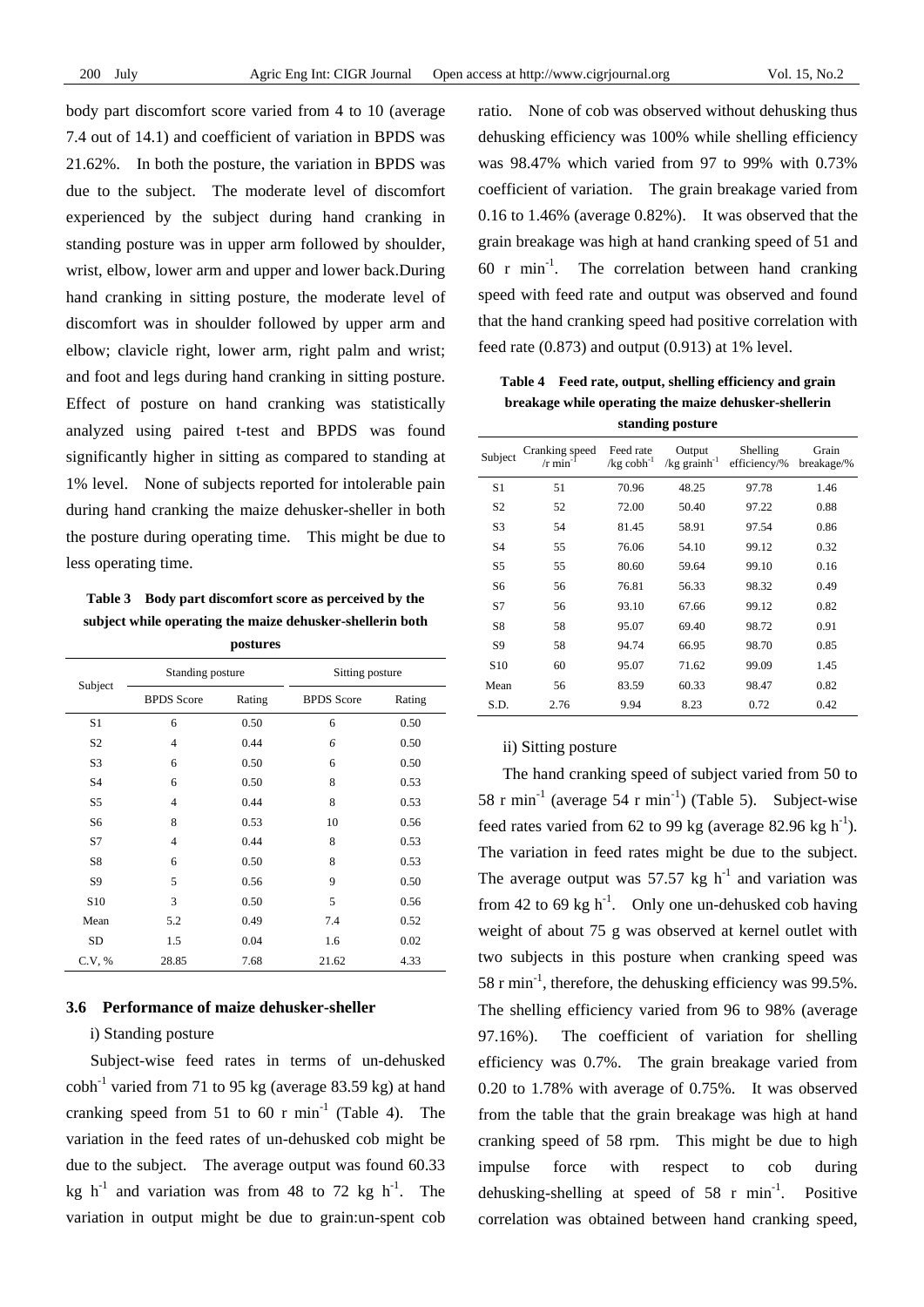body part discomfort score varied from 4 to 10 (average 7.4 out of 14.1) and coefficient of variation in BPDS was 21.62%. In both the posture, the variation in BPDS was due to the subject. The moderate level of discomfort experienced by the subject during hand cranking in standing posture was in upper arm followed by shoulder, wrist, elbow, lower arm and upper and lower back.During hand cranking in sitting posture, the moderate level of discomfort was in shoulder followed by upper arm and elbow; clavicle right, lower arm, right palm and wrist; and foot and legs during hand cranking in sitting posture. Effect of posture on hand cranking was statistically analyzed using paired t-test and BPDS was found significantly higher in sitting as compared to standing at 1% level. None of subjects reported for intolerable pain during hand cranking the maize dehusker-sheller in both the posture during operating time. This might be due to less operating time.

**Table 3 Body part discomfort score as perceived by the subject while operating the maize dehusker-shellerin both postures**

| Subject | Standing posture | | Sitting posture | |
|---|---|---|---|---|
| | BPDS Score | Rating | BPDS Score | Rating |
| S1 | 6 | 0.50 | 6 | 0.50 |
| S2 | 4 | 0.44 | 6 | 0.50 |
| S3 | 6 | 0.50 | 6 | 0.50 |
| S4 | 6 | 0.50 | 8 | 0.53 |
| S5 | 4 | 0.44 | 8 | 0.53 |
| S6 | 8 | 0.53 | 10 | 0.56 |
| S7 | 4 | 0.44 | 8 | 0.53 |
| S8 | 6 | 0.50 | 8 | 0.53 |
| S9 | 5 | 0.56 | 9 | 0.50 |
| S10 | 3 | 0.50 | 5 | 0.56 |
| Mean | 5.2 | 0.49 | 7.4 | 0.52 |
| SD | 1.5 | 0.04 | 1.6 | 0.02 |
| C.V, % | 28.85 | 7.68 | 21.62 | 4.33 |

### 3.6 Performance of maize dehusker-sheller

i) Standing posture

Subject-wise feed rates in terms of un-dehusked cobh$^{-1}$ varied from 71 to 95 kg (average 83.59 kg) at hand cranking speed from 51 to 60 r min$^{-1}$ (Table 4). The variation in the feed rates of un-dehusked cob might be due to the subject. The average output was found 60.33 kg h$^{-1}$ and variation was from 48 to 72 kg h$^{-1}$. The variation in output might be due to grain:un-spent cob ratio. None of cob was observed without dehusking thus dehusking efficiency was 100% while shelling efficiency was 98.47% which varied from 97 to 99% with 0.73% coefficient of variation. The grain breakage varied from 0.16 to 1.46% (average 0.82%). It was observed that the grain breakage was high at hand cranking speed of 51 and 60 r min$^{-1}$. The correlation between hand cranking speed with feed rate and output was observed and found that the hand cranking speed had positive correlation with feed rate (0.873) and output (0.913) at 1% level.

**Table 4 Feed rate, output, shelling efficiency and grain breakage while operating the maize dehusker-shellerin standing posture**

| Subject | Cranking speed /r min$^{-1}$ | Feed rate /kg cobh$^{-1}$ | Output /kg grainh$^{-1}$ | Shelling efficiency/% | Grain breakage/% |
|---|---|---|---|---|---|
| S1 | 51 | 70.96 | 48.25 | 97.78 | 1.46 |
| S2 | 52 | 72.00 | 50.40 | 97.22 | 0.88 |
| S3 | 54 | 81.45 | 58.91 | 97.54 | 0.86 |
| S4 | 55 | 76.06 | 54.10 | 99.12 | 0.32 |
| S5 | 55 | 80.60 | 59.64 | 99.10 | 0.16 |
| S6 | 56 | 76.81 | 56.33 | 98.32 | 0.49 |
| S7 | 56 | 93.10 | 67.66 | 99.12 | 0.82 |
| S8 | 58 | 95.07 | 69.40 | 98.72 | 0.91 |
| S9 | 58 | 94.74 | 66.95 | 98.70 | 0.85 |
| S10 | 60 | 95.07 | 71.62 | 99.09 | 1.45 |
| Mean | 56 | 83.59 | 60.33 | 98.47 | 0.82 |
| S.D. | 2.76 | 9.94 | 8.23 | 0.72 | 0.42 |

ii) Sitting posture

The hand cranking speed of subject varied from 50 to 58 r min$^{-1}$ (average 54 r min$^{-1}$) (Table 5). Subject-wise feed rates varied from 62 to 99 kg (average 82.96 kg h$^{-1}$). The variation in feed rates might be due to the subject. The average output was 57.57 kg h$^{-1}$ and variation was from 42 to 69 kg h$^{-1}$. Only one un-dehusked cob having weight of about 75 g was observed at kernel outlet with two subjects in this posture when cranking speed was 58 r min$^{-1}$, therefore, the dehusking efficiency was 99.5%. The shelling efficiency varied from 96 to 98% (average 97.16%). The coefficient of variation for shelling efficiency was 0.7%. The grain breakage varied from 0.20 to 1.78% with average of 0.75%. It was observed from the table that the grain breakage was high at hand cranking speed of 58 rpm. This might be due to high impulse force with respect to cob during dehusking-shelling at speed of 58 r min$^{-1}$. Positive correlation was obtained between hand cranking speed,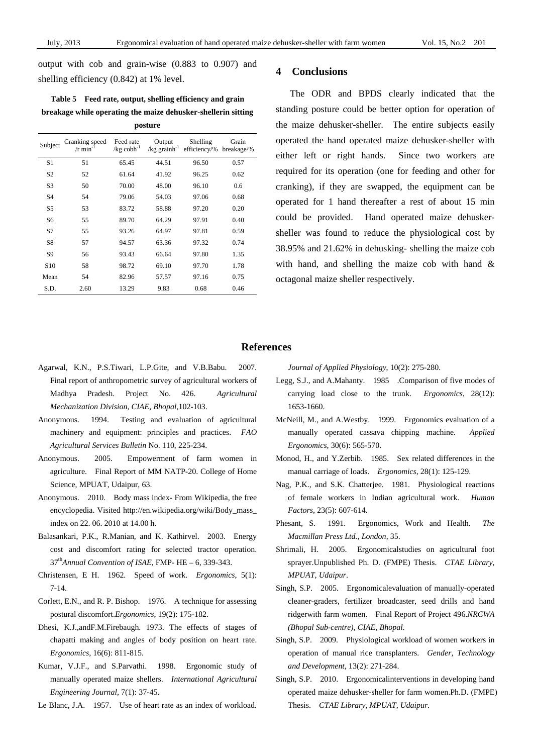output with cob and grain-wise (0.883 to 0.907) and shelling efficiency (0.842) at 1% level.

**Table 5 Feed rate, output, shelling efficiency and grain breakage while operating the maize dehusker-shellerin sitting posture**

| Subject | Cranking speed /r min$^{-1}$ | Feed rate /kg cobh$^{-1}$ | Output /kg grainh$^{-1}$ | Shelling efficiency/% | Grain breakage/% |
|---|---|---|---|---|---|
| S1 | 51 | 65.45 | 44.51 | 96.50 | 0.57 |
| S2 | 52 | 61.64 | 41.92 | 96.25 | 0.62 |
| S3 | 50 | 70.00 | 48.00 | 96.10 | 0.6 |
| S4 | 54 | 79.06 | 54.03 | 97.06 | 0.68 |
| S5 | 53 | 83.72 | 58.88 | 97.20 | 0.20 |
| S6 | 55 | 89.70 | 64.29 | 97.91 | 0.40 |
| S7 | 55 | 93.26 | 64.97 | 97.81 | 0.59 |
| S8 | 57 | 94.57 | 63.36 | 97.32 | 0.74 |
| S9 | 56 | 93.43 | 66.64 | 97.80 | 1.35 |
| S10 | 58 | 98.72 | 69.10 | 97.70 | 1.78 |
| Mean | 54 | 82.96 | 57.57 | 97.16 | 0.75 |
| S.D. | 2.60 | 13.29 | 9.83 | 0.68 | 0.46 |

## 4 Conclusions

The ODR and BPDS clearly indicated that the standing posture could be better option for operation of the maize dehusker-sheller. The entire subjects easily operated the hand operated maize dehusker-sheller with either left or right hands. Since two workers are required for its operation (one for feeding and other for cranking), if they are swapped, the equipment can be operated for 1 hand thereafter a rest of about 15 min could be provided. Hand operated maize dehusker-sheller was found to reduce the physiological cost by 38.95% and 21.62% in dehusking- shelling the maize cob with hand, and shelling the maize cob with hand & octagonal maize sheller respectively.

## References

Agarwal, K.N., P.S.Tiwari, L.P.Gite, and V.B.Babu. 2007. Final report of anthropometric survey of agricultural workers of Madhya Pradesh. Project No. 426. *Agricultural Mechanization Division, CIAE, Bhopal*,102-103.

Anonymous. 1994. Testing and evaluation of agricultural machinery and equipment: principles and practices. *FAO Agricultural Services Bulletin* No. 110, 225-234.

Anonymous. 2005. Empowerment of farm women in agriculture. Final Report of MM NATP-20. College of Home Science, MPUAT, Udaipur, 63.

Anonymous. 2010. Body mass index- From Wikipedia, the free encyclopedia. Visited http://en.wikipedia.org/wiki/Body_mass_index on 22. 06. 2010 at 14.00 h.

Balasankari, P.K., R.Manian, and K. Kathirvel. 2003. Energy cost and discomfort rating for selected tractor operation. 37th *Annual Convention of ISAE*, FMP- HE – 6, 339-343.

Christensen, E H. 1962. Speed of work. *Ergonomics*, 5(1): 7-14.

Corlett, E.N., and R. P. Bishop. 1976. A technique for assessing postural discomfort.*Ergonomics*, 19(2): 175-182.

Dhesi, K.J.,andF.M.Firebaugh. 1973. The effects of stages of chapatti making and angles of body position on heart rate. *Ergonomics*, 16(6): 811-815.

Kumar, V.J.F., and S.Parvathi. 1998. Ergonomic study of manually operated maize shellers. *International Agricultural Engineering Journal*, 7(1): 37-45.

Le Blanc, J.A. 1957. Use of heart rate as an index of workload. *Journal of Applied Physiology*, 10(2): 275-280.

Legg, S.J., and A.Mahanty. 1985 .Comparison of five modes of carrying load close to the trunk. *Ergonomics*, 28(12): 1653-1660.

McNeill, M., and A.Westby. 1999. Ergonomics evaluation of a manually operated cassava chipping machine. *Applied Ergonomics*, 30(6): 565-570.

Monod, H., and Y.Zerbib. 1985. Sex related differences in the manual carriage of loads. *Ergonomics*, 28(1): 125-129.

Nag, P.K., and S.K. Chatterjee. 1981. Physiological reactions of female workers in Indian agricultural work. *Human Factors*, 23(5): 607-614.

Phesant, S. 1991. Ergonomics, Work and Health. *The Macmillan Press Ltd., London*, 35.

Shrimali, H. 2005. Ergonomicalstudies on agricultural foot sprayer.Unpublished Ph. D. (FMPE) Thesis. *CTAE Library, MPUAT, Udaipur*.

Singh, S.P. 2005. Ergonomicalevaluation of manually-operated cleaner-graders, fertilizer broadcaster, seed drills and hand ridgerwith farm women. Final Report of Project 496.*NRCWA (Bhopal Sub-centre), CIAE, Bhopal.*

Singh, S.P. 2009. Physiological workload of women workers in operation of manual rice transplanters. *Gender, Technology and Development*, 13(2): 271-284.

Singh, S.P. 2010. Ergonomicalinterventions in developing hand operated maize dehusker-sheller for farm women.Ph.D. (FMPE) Thesis. *CTAE Library, MPUAT, Udaipur*.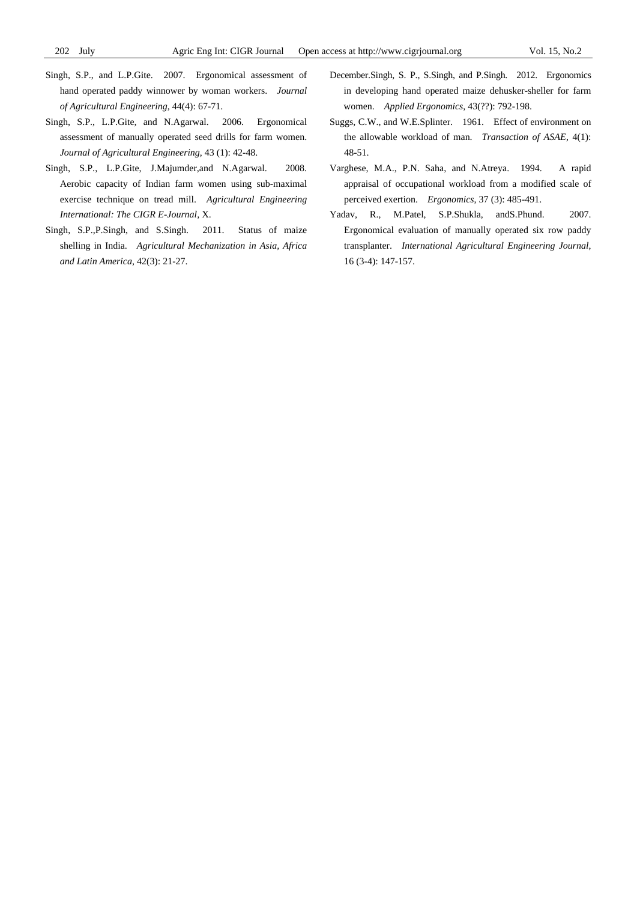Singh, S.P., and L.P.Gite. 2007. Ergonomical assessment of hand operated paddy winnower by woman workers. *Journal of Agricultural Engineering*, 44(4): 67-71.

Singh, S.P., L.P.Gite, and N.Agarwal. 2006. Ergonomical assessment of manually operated seed drills for farm women. *Journal of Agricultural Engineering*, 43 (1): 42-48.

Singh, S.P., L.P.Gite, J.Majumder,and N.Agarwal. 2008. Aerobic capacity of Indian farm women using sub-maximal exercise technique on tread mill. *Agricultural Engineering International: The CIGR E-Journal*, X.

Singh, S.P.,P.Singh, and S.Singh. 2011. Status of maize shelling in India. *Agricultural Mechanization in Asia, Africa and Latin America*, 42(3): 21-27.

December.Singh, S. P., S.Singh, and P.Singh. 2012. Ergonomics in developing hand operated maize dehusker-sheller for farm women. *Applied Ergonomics*, 43(??): 792-198.

Suggs, C.W., and W.E.Splinter. 1961. Effect of environment on the allowable workload of man. *Transaction of ASAE*, 4(1): 48-51.

Varghese, M.A., P.N. Saha, and N.Atreya. 1994. A rapid appraisal of occupational workload from a modified scale of perceived exertion. *Ergonomics*, 37 (3): 485-491.

Yadav, R., M.Patel, S.P.Shukla, andS.Phund. 2007. Ergonomical evaluation of manually operated six row paddy transplanter. *International Agricultural Engineering Journal*, 16 (3-4): 147-157.